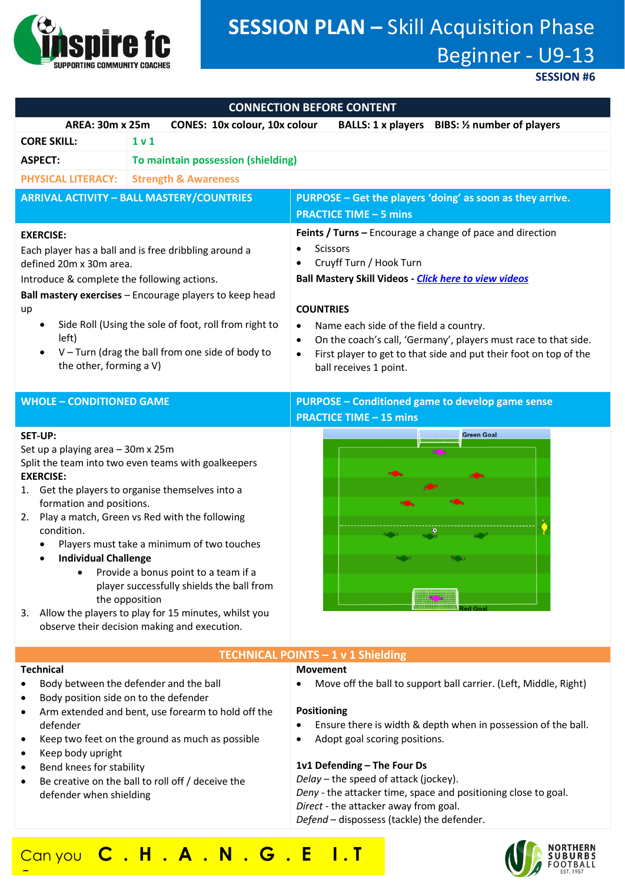# SESSION PLAN – Skill Acquisition Phase Beginner - U9-13

**SESSION #6**

## CONNECTION BEFORE CONTENT

**AREA: 30m x 25m** **CONES: 10x colour, 10x colour** **BALLS: 1 x players** **BIBS: ½ number of players**

| | |
|---|---|
| **CORE SKILL:** | 1 v 1 |
| **ASPECT:** | To maintain possession (shielding) |
| **PHYSICAL LITERACY:** | Strength & Awareness |

### ARRIVAL ACTIVITY – BALL MASTERY/COUNTRIES

**PURPOSE – Get the players 'doing' as soon as they arrive.**
**PRACTICE TIME – 5 mins**

**EXERCISE:**

Each player has a ball and is free dribbling around a defined 20m x 30m area.

Introduce & complete the following actions.

**Ball mastery exercises** – Encourage players to keep head up

- Side Roll (Using the sole of foot, roll from right to left)
- V – Turn (drag the ball from one side of body to the other, forming a V)

**Feints / Turns –** Encourage a change of pace and direction

- Scissors
- Cruyff Turn / Hook Turn

**Ball Mastery Skill Videos -** *Click here to view videos*

**COUNTRIES**

- Name each side of the field a country.
- On the coach's call, 'Germany', players must race to that side.
- First player to get to that side and put their foot on top of the ball receives 1 point.

### WHOLE – CONDITIONED GAME

**PURPOSE – Conditioned game to develop game sense**
**PRACTICE TIME – 15 mins**

**SET-UP:**

Set up a playing area – 30m x 25m

Split the team into two even teams with goalkeepers

**EXERCISE:**

1. Get the players to organise themselves into a formation and positions.
2. Play a match, Green vs Red with the following condition.
   - Players must take a minimum of two touches
   - **Individual Challenge**
     - Provide a bonus point to a team if a player successfully shields the ball from the opposition
3. Allow the players to play for 15 minutes, whilst you observe their decision making and execution.

Green Goal

Red Goal

### TECHNICAL POINTS – 1 v 1 Shielding

**Technical**

- Body between the defender and the ball
- Body position side on to the defender
- Arm extended and bent, use forearm to hold off the defender
- Keep two feet on the ground as much as possible
- Keep body upright
- Bend knees for stability
- Be creative on the ball to roll off / deceive the defender when shielding

**Movement**

- Move off the ball to support ball carrier. (Left, Middle, Right)

**Positioning**

- Ensure there is width & depth when in possession of the ball.
- Adopt goal scoring positions.

**1v1 Defending – The Four Ds**

*Delay* – the speed of attack (jockey).
*Deny* - the attacker time, space and positioning close to goal.
*Direct* - the attacker away from goal.
*Defend* – dispossess (tackle) the defender.

Can you **C . H . A . N . G . E I . T**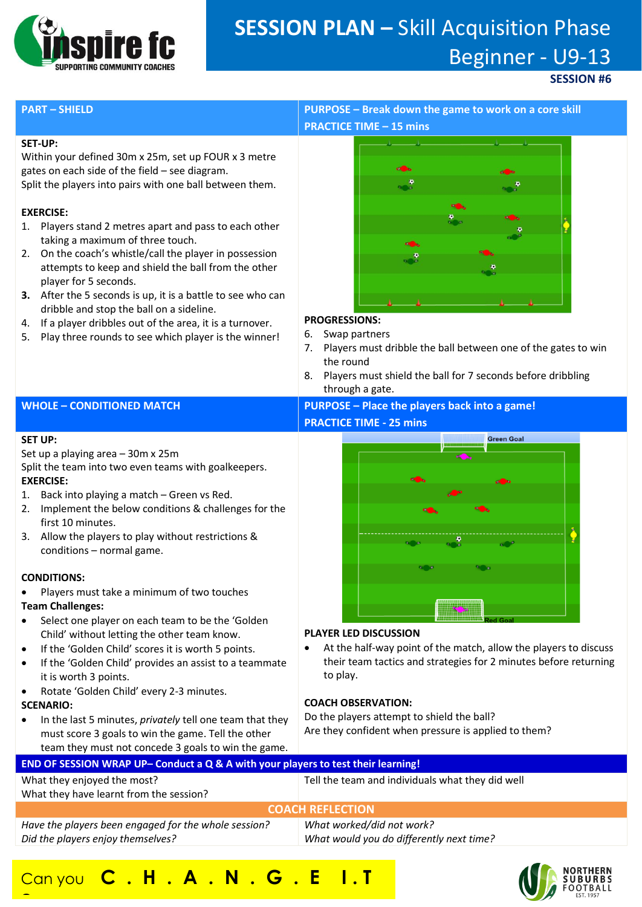**inspire fc** SUPPORTING COMMUNITY COACHES

# SESSION PLAN – Skill Acquisition Phase Beginner - U9-13

**SESSION #6**

## PART – SHIELD

**PURPOSE – Break down the game to work on a core skill**

**PRACTICE TIME – 15 mins**

**SET-UP:**
Within your defined 30m x 25m, set up FOUR x 3 metre gates on each side of the field – see diagram.
Split the players into pairs with one ball between them.

**EXERCISE:**

1. Players stand 2 metres apart and pass to each other taking a maximum of three touch.
2. On the coach's whistle/call the player in possession attempts to keep and shield the ball from the other player for 5 seconds.
3. After the 5 seconds is up, it is a battle to see who can dribble and stop the ball on a sideline.
4. If a player dribbles out of the area, it is a turnover.
5. Play three rounds to see which player is the winner!

**PROGRESSIONS:**

6. Swap partners
7. Players must dribble the ball between one of the gates to win the round
8. Players must shield the ball for 7 seconds before dribbling through a gate.

## WHOLE – CONDITIONED MATCH

**PURPOSE – Place the players back into a game!**

**PRACTICE TIME - 25 mins**

**SET UP:**
Set up a playing area – 30m x 25m
Split the team into two even teams with goalkeepers.

**EXERCISE:**

1. Back into playing a match – Green vs Red.
2. Implement the below conditions & challenges for the first 10 minutes.
3. Allow the players to play without restrictions & conditions – normal game.

**CONDITIONS:**

- Players must take a minimum of two touches

**Team Challenges:**

- Select one player on each team to be the 'Golden Child' without letting the other team know.
- If the 'Golden Child' scores it is worth 5 points.
- If the 'Golden Child' provides an assist to a teammate it is worth 3 points.
- Rotate 'Golden Child' every 2-3 minutes.

**SCENARIO:**

- In the last 5 minutes, *privately* tell one team that they must score 3 goals to win the game. Tell the other team they must not concede 3 goals to win the game.

Green Goal

Red Goal

**PLAYER LED DISCUSSION**

- At the half-way point of the match, allow the players to discuss their team tactics and strategies for 2 minutes before returning to play.

**COACH OBSERVATION:**
Do the players attempt to shield the ball?
Are they confident when pressure is applied to them?

## END OF SESSION WRAP UP– Conduct a Q & A with your players to test their learning!

What they enjoyed the most?
What they have learnt from the session?

Tell the team and individuals what they did well

## COACH REFLECTION

*Have the players been engaged for the whole session?*
*Did the players enjoy themselves?*

*What worked/did not work?*
*What would you do differently next time?*

Can you C . H . A . N . G . E I . T

NORTHERN SUBURBS FOOTBALL EST. 1957